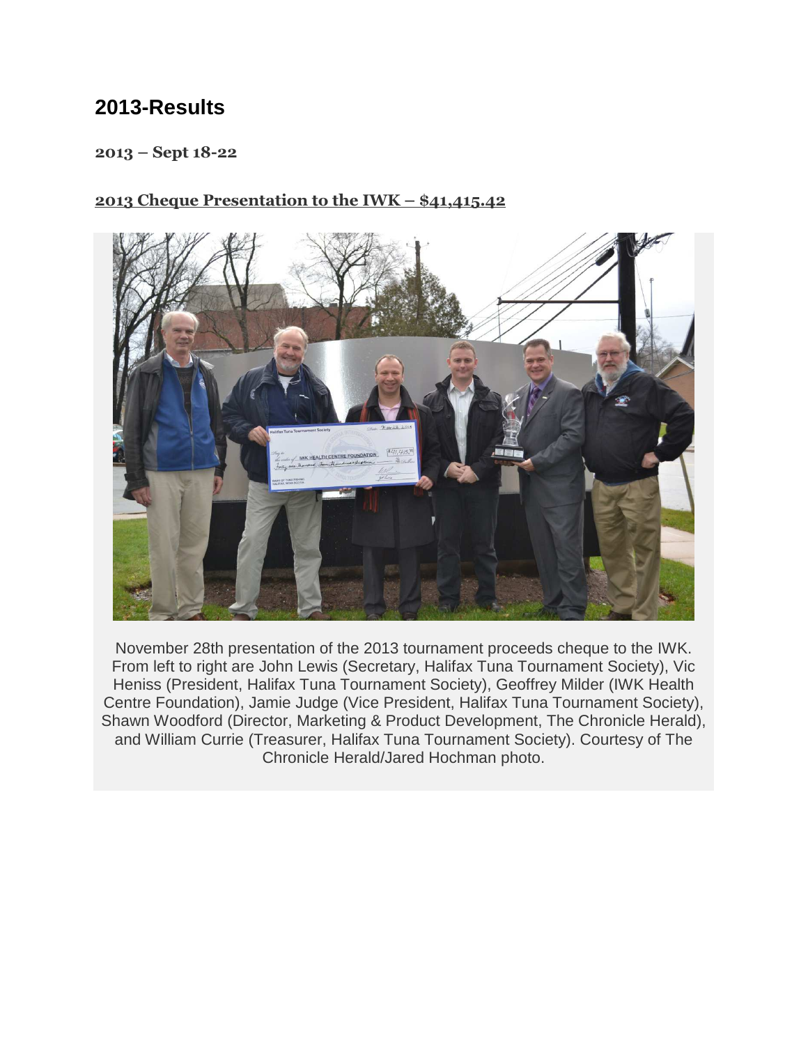# 2013-Results

**2013 – Sept 18-22**

**2013 Cheque Presentation to the IWK – $41,415.42**

November 28th presentation of the 2013 tournament proceeds cheque to the IWK. From left to right are John Lewis (Secretary, Halifax Tuna Tournament Society), Vic Heniss (President, Halifax Tuna Tournament Society), Geoffrey Milder (IWK Health Centre Foundation), Jamie Judge (Vice President, Halifax Tuna Tournament Society), Shawn Woodford (Director, Marketing & Product Development, The Chronicle Herald), and William Currie (Treasurer, Halifax Tuna Tournament Society). Courtesy of The Chronicle Herald/Jared Hochman photo.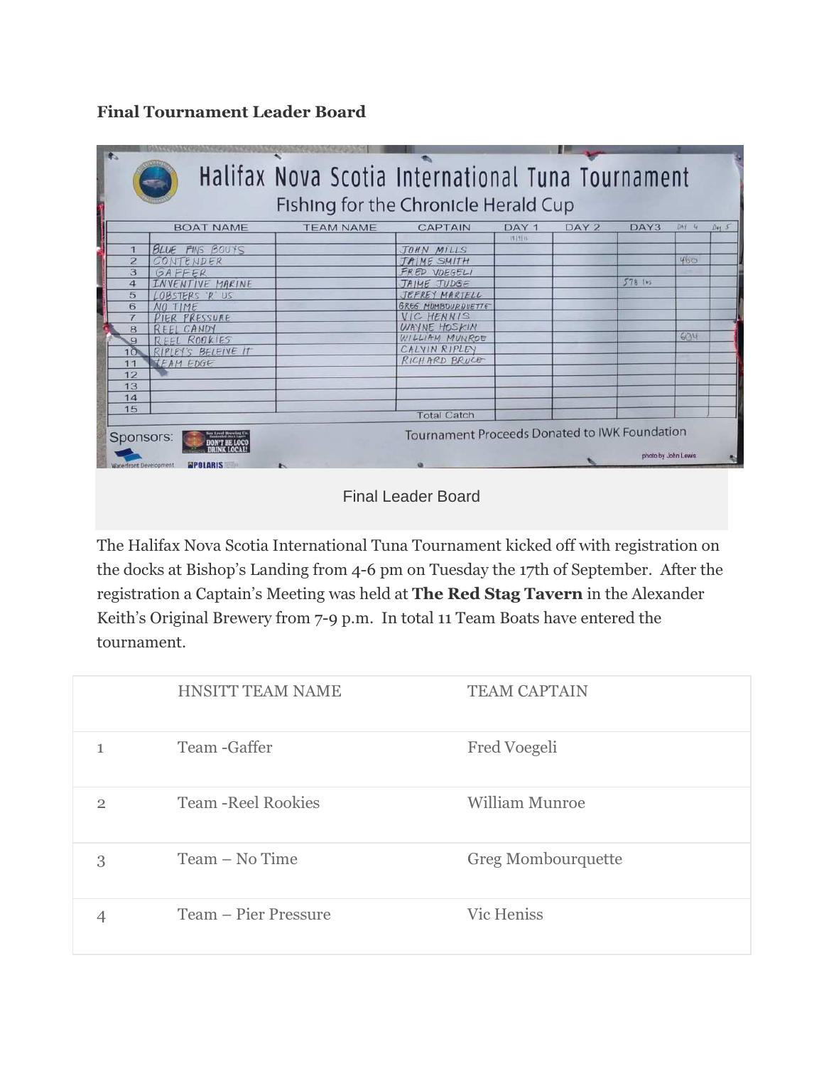**Final Tournament Leader Board**

Final Leader Board

The Halifax Nova Scotia International Tuna Tournament kicked off with registration on the docks at Bishop's Landing from 4-6 pm on Tuesday the 17th of September. After the registration a Captain's Meeting was held at **The Red Stag Tavern** in the Alexander Keith's Original Brewery from 7-9 p.m. In total 11 Team Boats have entered the tournament.

| | HNSITT TEAM NAME | TEAM CAPTAIN |
|---|---|---|
| 1 | Team -Gaffer | Fred Voegeli |
| 2 | Team -Reel Rookies | William Munroe |
| 3 | Team – No Time | Greg Mombourquette |
| 4 | Team – Pier Pressure | Vic Heniss |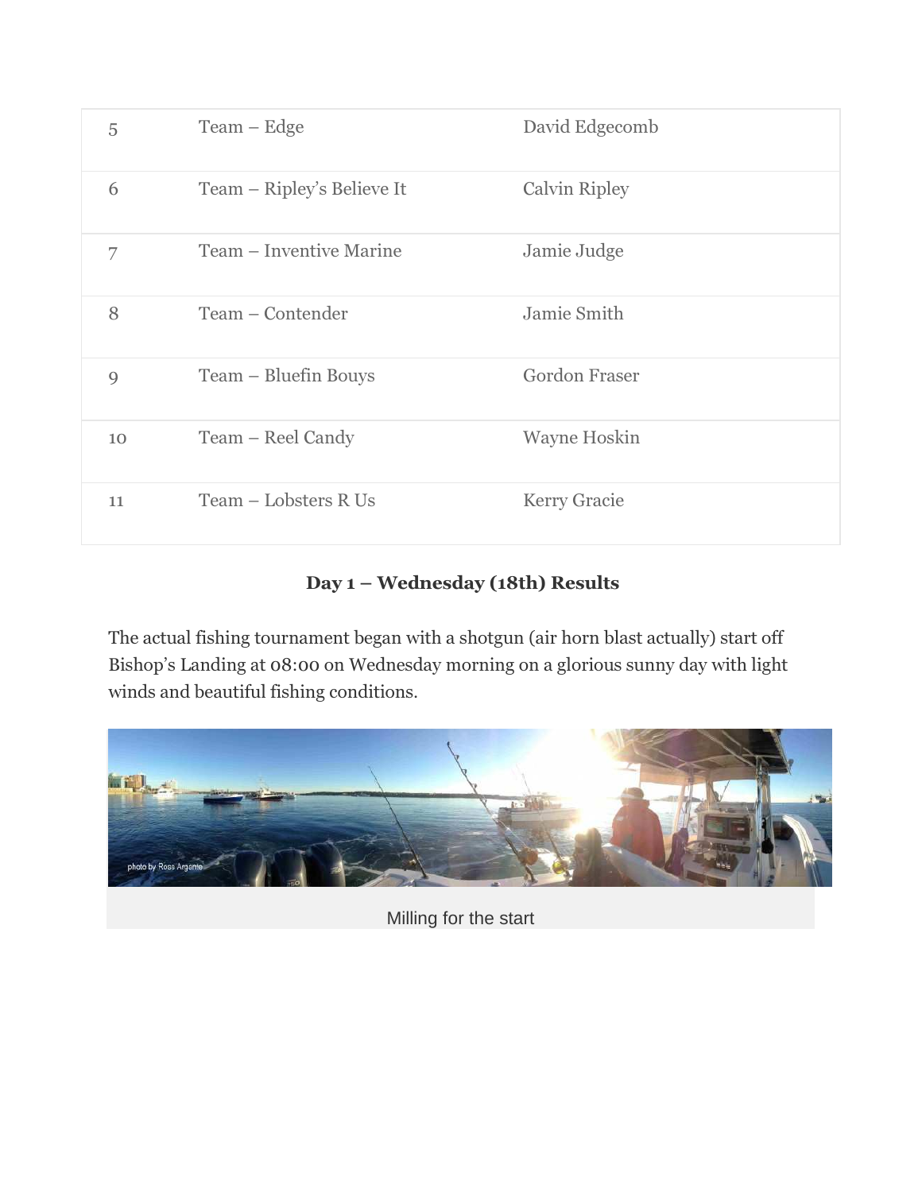| 5 | Team – Edge | David Edgecomb |
|---|---|---|
| 6 | Team – Ripley's Believe It | Calvin Ripley |
| 7 | Team – Inventive Marine | Jamie Judge |
| 8 | Team – Contender | Jamie Smith |
| 9 | Team – Bluefin Bouys | Gordon Fraser |
| 10 | Team – Reel Candy | Wayne Hoskin |
| 11 | Team – Lobsters R Us | Kerry Gracie |

**Day 1 – Wednesday (18th) Results**

The actual fishing tournament began with a shotgun (air horn blast actually) start off Bishop's Landing at 08:00 on Wednesday morning on a glorious sunny day with light winds and beautiful fishing conditions.

Milling for the start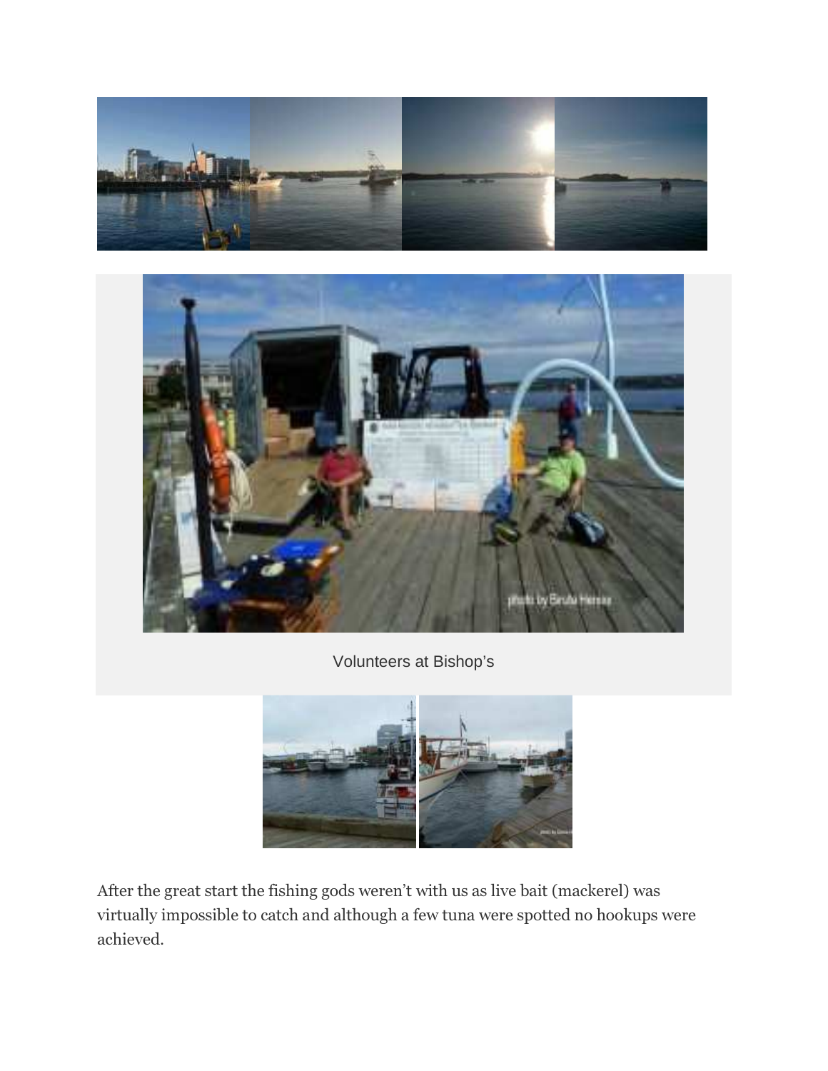Volunteers at Bishop's

After the great start the fishing gods weren't with us as live bait (mackerel) was virtually impossible to catch and although a few tuna were spotted no hookups were achieved.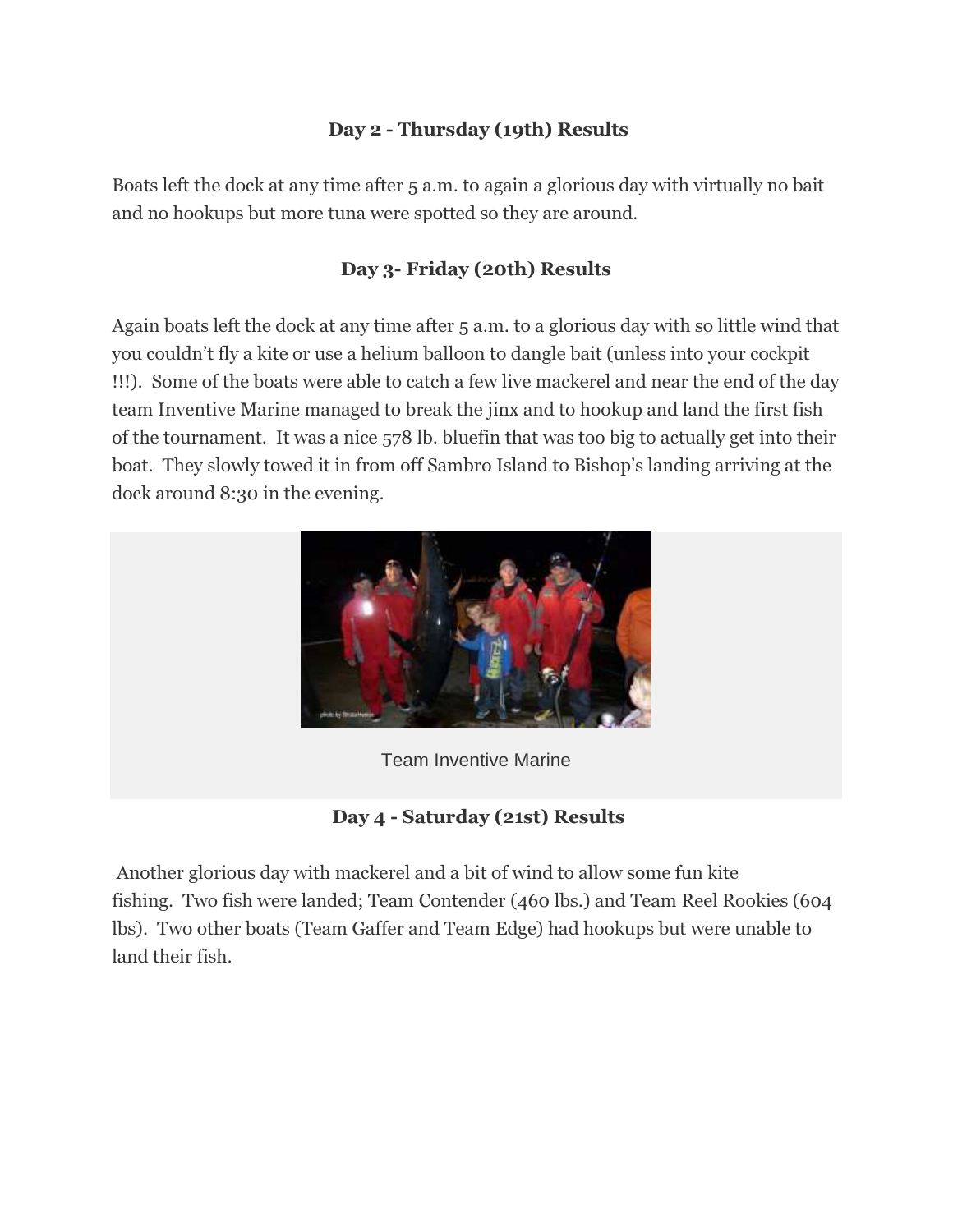**Day 2 - Thursday (19th) Results**

Boats left the dock at any time after 5 a.m. to again a glorious day with virtually no bait and no hookups but more tuna were spotted so they are around.

**Day 3- Friday (20th) Results**

Again boats left the dock at any time after 5 a.m. to a glorious day with so little wind that you couldn't fly a kite or use a helium balloon to dangle bait (unless into your cockpit !!!). Some of the boats were able to catch a few live mackerel and near the end of the day team Inventive Marine managed to break the jinx and to hookup and land the first fish of the tournament. It was a nice 578 lb. bluefin that was too big to actually get into their boat. They slowly towed it in from off Sambro Island to Bishop's landing arriving at the dock around 8:30 in the evening.

Team Inventive Marine

**Day 4 - Saturday (21st) Results**

Another glorious day with mackerel and a bit of wind to allow some fun kite fishing. Two fish were landed; Team Contender (460 lbs.) and Team Reel Rookies (604 lbs). Two other boats (Team Gaffer and Team Edge) had hookups but were unable to land their fish.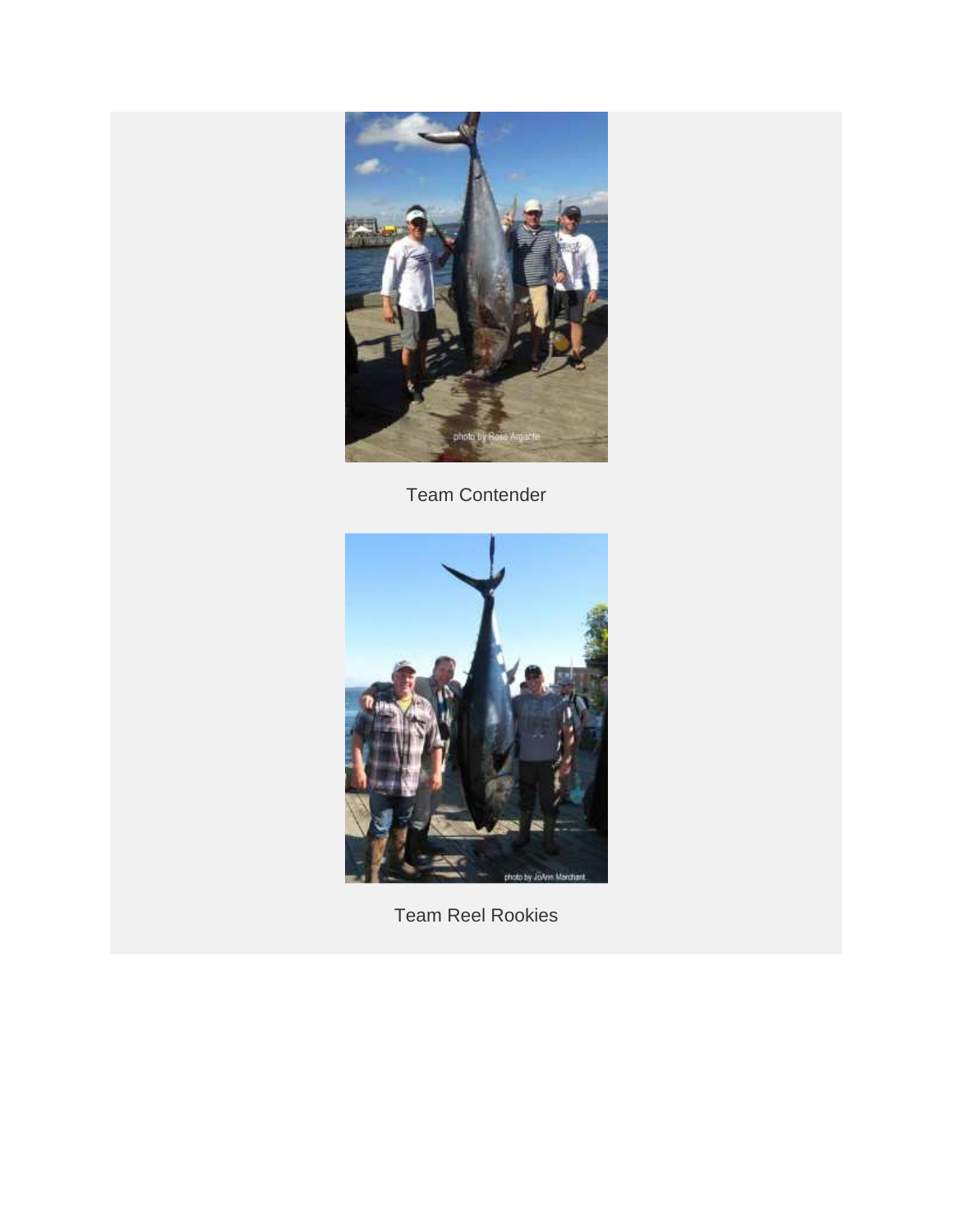Team Contender

Team Reel Rookies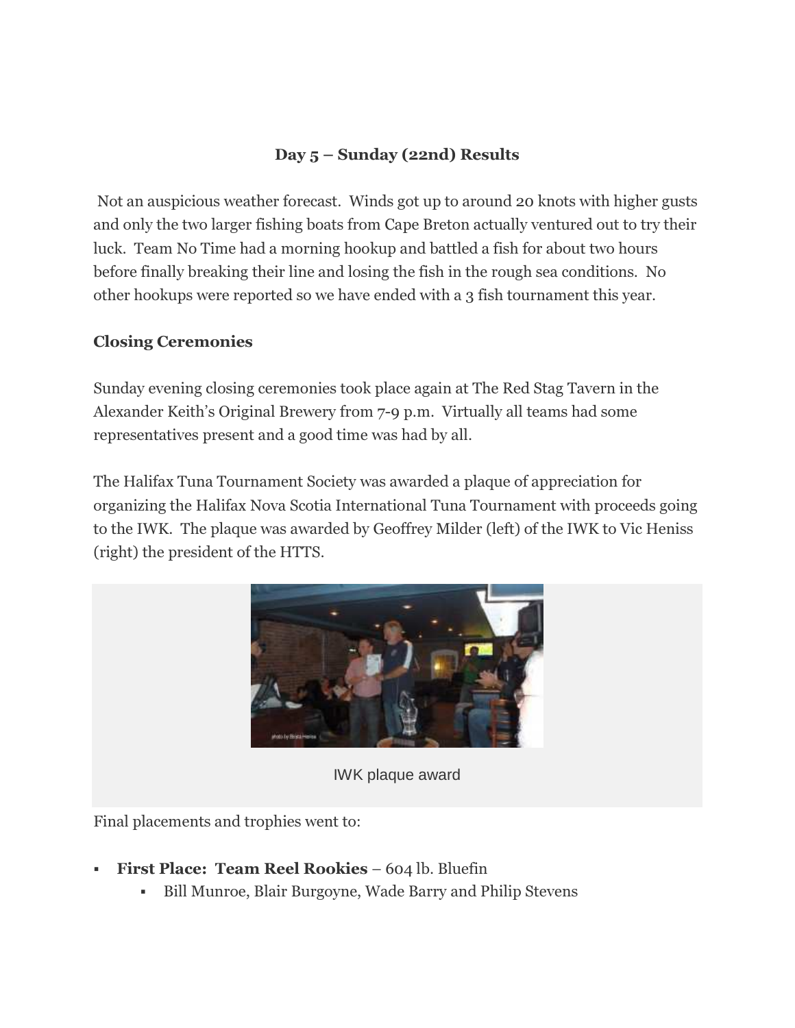### Day 5 – Sunday (22nd) Results

Not an auspicious weather forecast. Winds got up to around 20 knots with higher gusts and only the two larger fishing boats from Cape Breton actually ventured out to try their luck. Team No Time had a morning hookup and battled a fish for about two hours before finally breaking their line and losing the fish in the rough sea conditions. No other hookups were reported so we have ended with a 3 fish tournament this year.

**Closing Ceremonies**

Sunday evening closing ceremonies took place again at The Red Stag Tavern in the Alexander Keith's Original Brewery from 7-9 p.m. Virtually all teams had some representatives present and a good time was had by all.

The Halifax Tuna Tournament Society was awarded a plaque of appreciation for organizing the Halifax Nova Scotia International Tuna Tournament with proceeds going to the IWK. The plaque was awarded by Geoffrey Milder (left) of the IWK to Vic Heniss (right) the president of the HTTS.

IWK plaque award

Final placements and trophies went to:

- **First Place: Team Reel Rookies** – 604 lb. Bluefin
  - Bill Munroe, Blair Burgoyne, Wade Barry and Philip Stevens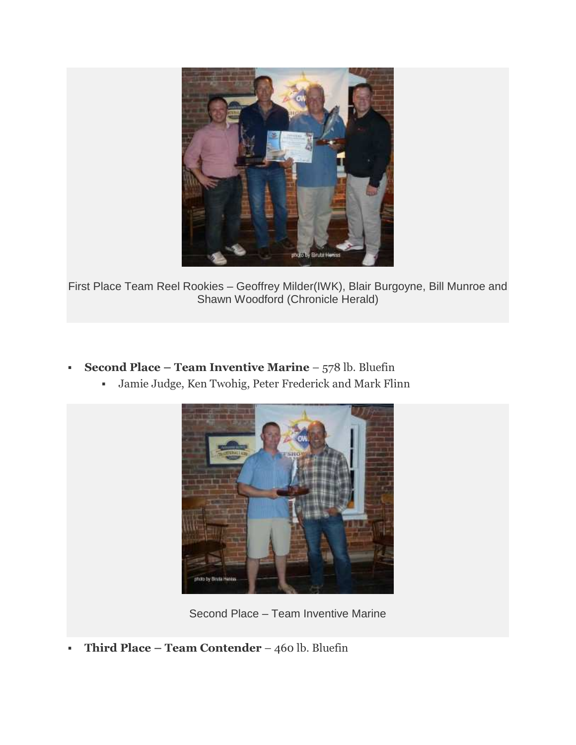First Place Team Reel Rookies – Geoffrey Milder(IWK), Blair Burgoyne, Bill Munroe and Shawn Woodford (Chronicle Herald)

- **Second Place – Team Inventive Marine** – 578 lb. Bluefin
  - Jamie Judge, Ken Twohig, Peter Frederick and Mark Flinn

Second Place – Team Inventive Marine

- **Third Place – Team Contender** – 460 lb. Bluefin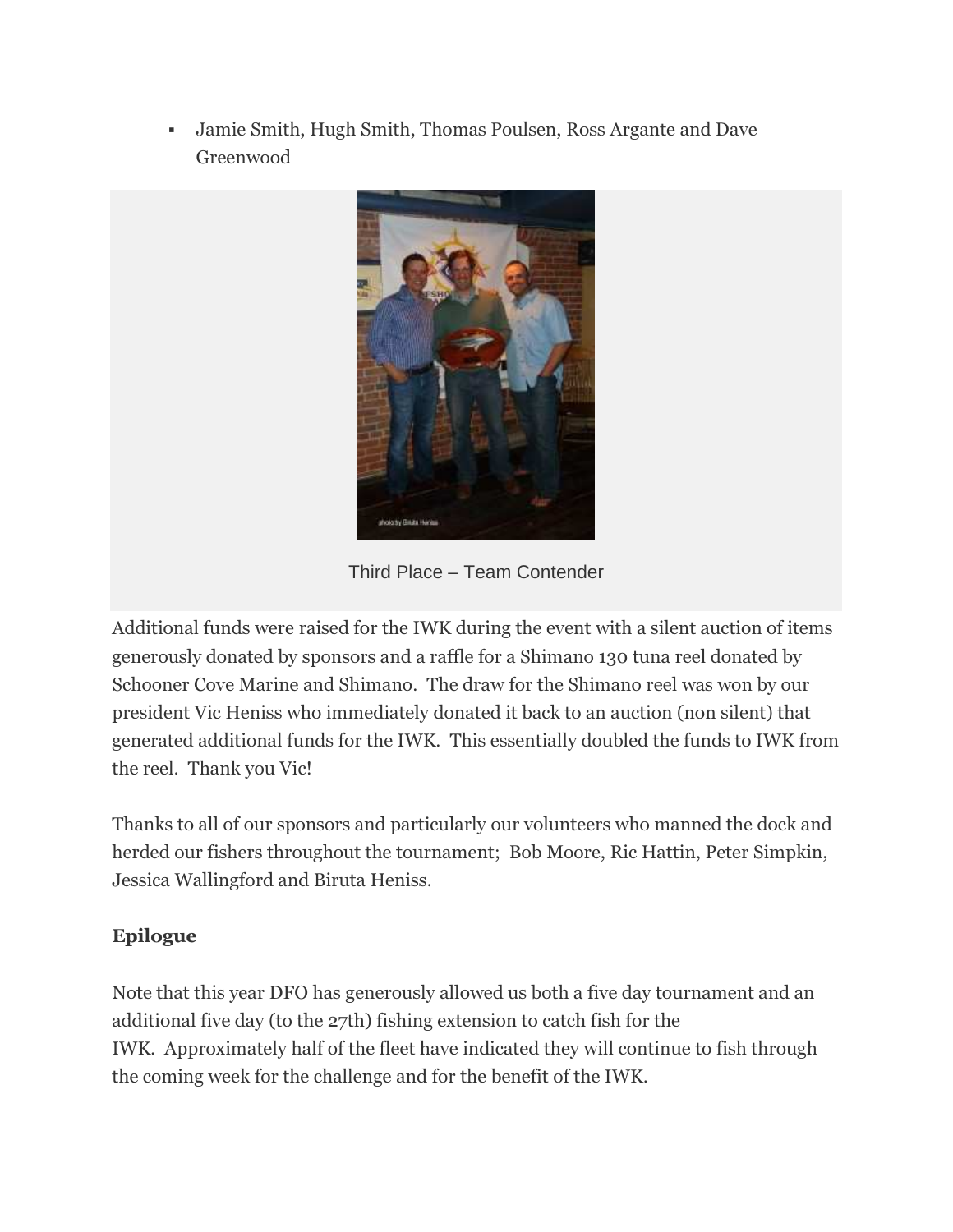- Jamie Smith, Hugh Smith, Thomas Poulsen, Ross Argante and Dave Greenwood

Third Place – Team Contender

Additional funds were raised for the IWK during the event with a silent auction of items generously donated by sponsors and a raffle for a Shimano 130 tuna reel donated by Schooner Cove Marine and Shimano. The draw for the Shimano reel was won by our president Vic Heniss who immediately donated it back to an auction (non silent) that generated additional funds for the IWK. This essentially doubled the funds to IWK from the reel. Thank you Vic!

Thanks to all of our sponsors and particularly our volunteers who manned the dock and herded our fishers throughout the tournament; Bob Moore, Ric Hattin, Peter Simpkin, Jessica Wallingford and Biruta Heniss.

**Epilogue**

Note that this year DFO has generously allowed us both a five day tournament and an additional five day (to the 27th) fishing extension to catch fish for the IWK. Approximately half of the fleet have indicated they will continue to fish through the coming week for the challenge and for the benefit of the IWK.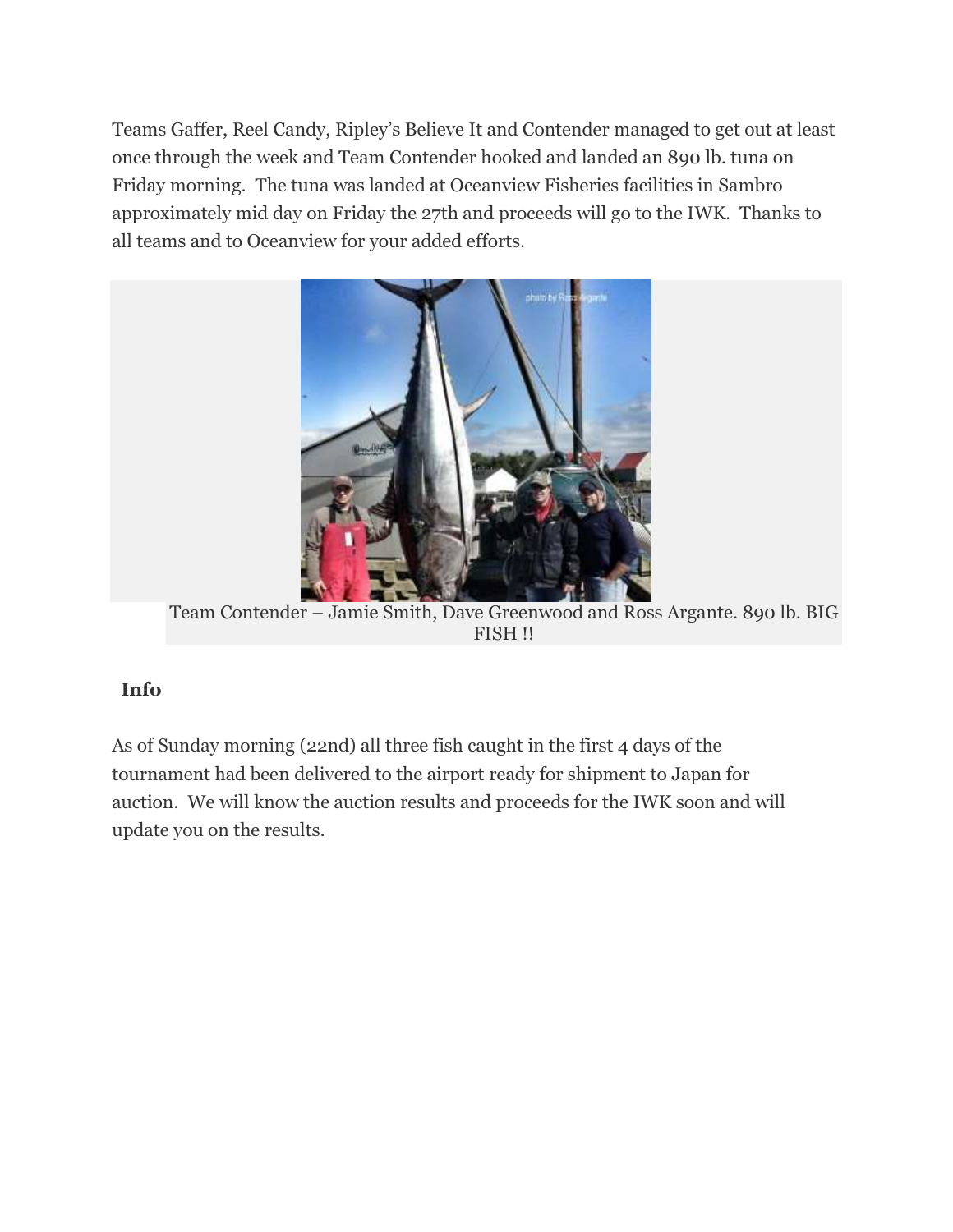Teams Gaffer, Reel Candy, Ripley's Believe It and Contender managed to get out at least once through the week and Team Contender hooked and landed an 890 lb. tuna on Friday morning. The tuna was landed at Oceanview Fisheries facilities in Sambro approximately mid day on Friday the 27th and proceeds will go to the IWK. Thanks to all teams and to Oceanview for your added efforts.

Team Contender – Jamie Smith, Dave Greenwood and Ross Argante. 890 lb. BIG FISH !!

**Info**

As of Sunday morning (22nd) all three fish caught in the first 4 days of the tournament had been delivered to the airport ready for shipment to Japan for auction. We will know the auction results and proceeds for the IWK soon and will update you on the results.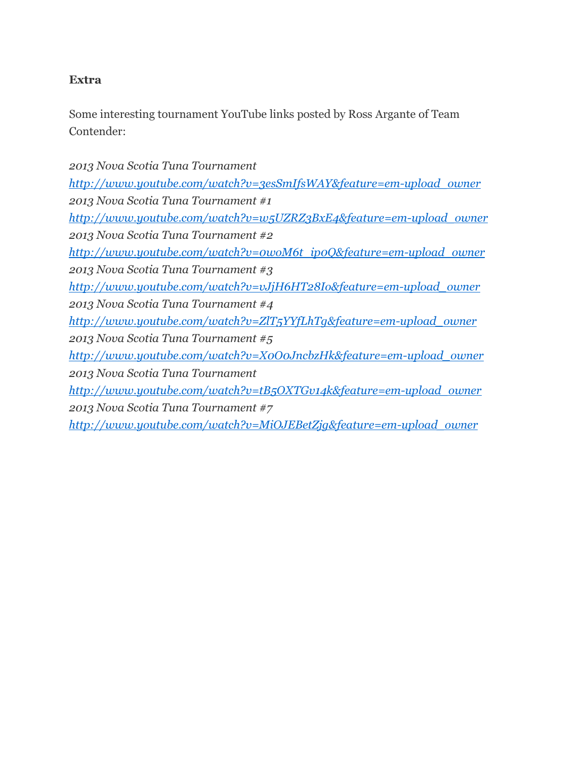**Extra**

Some interesting tournament YouTube links posted by Ross Argante of Team Contender:

*2013 Nova Scotia Tuna Tournament*
[http://www.youtube.com/watch?v=3esSmIfsWAY&feature=em-upload_owner](http://www.youtube.com/watch?v=3esSmIfsWAY&feature=em-upload_owner)
*2013 Nova Scotia Tuna Tournament #1*
[http://www.youtube.com/watch?v=w5UZRZ3BxE4&feature=em-upload_owner](http://www.youtube.com/watch?v=w5UZRZ3BxE4&feature=em-upload_owner)
*2013 Nova Scotia Tuna Tournament #2*
[http://www.youtube.com/watch?v=0w0M6t_ip0Q&feature=em-upload_owner](http://www.youtube.com/watch?v=0w0M6t_ip0Q&feature=em-upload_owner)
*2013 Nova Scotia Tuna Tournament #3*
[http://www.youtube.com/watch?v=vJjH6HT28Io&feature=em-upload_owner](http://www.youtube.com/watch?v=vJjH6HT28Io&feature=em-upload_owner)
*2013 Nova Scotia Tuna Tournament #4*
[http://www.youtube.com/watch?v=ZlT5YYfLhTg&feature=em-upload_owner](http://www.youtube.com/watch?v=ZlT5YYfLhTg&feature=em-upload_owner)
*2013 Nova Scotia Tuna Tournament #5*
[http://www.youtube.com/watch?v=X0O0JncbzHk&feature=em-upload_owner](http://www.youtube.com/watch?v=X0O0JncbzHk&feature=em-upload_owner)
*2013 Nova Scotia Tuna Tournament*
[http://www.youtube.com/watch?v=tB5OXTGv14k&feature=em-upload_owner](http://www.youtube.com/watch?v=tB5OXTGv14k&feature=em-upload_owner)
*2013 Nova Scotia Tuna Tournament #7*
[http://www.youtube.com/watch?v=MiOJEBetZjg&feature=em-upload_owner](http://www.youtube.com/watch?v=MiOJEBetZjg&feature=em-upload_owner)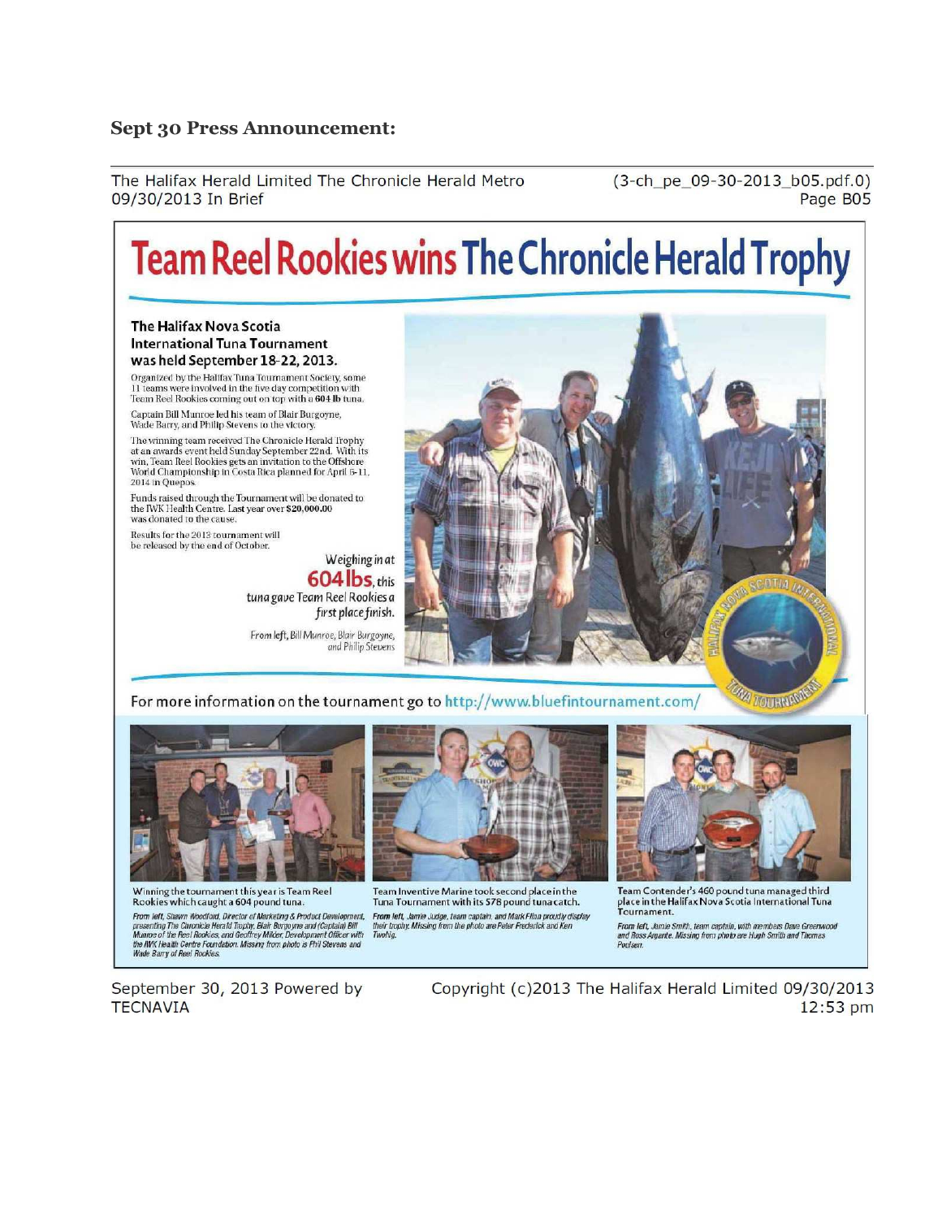**Sept 30 Press Announcement:**

The Halifax Herald Limited The Chronicle Herald Metro
09/30/2013 In Brief

(3-ch_pe_09-30-2013_b05.pdf.0)
Page B05

# Team Reel Rookies wins The Chronicle Herald Trophy

### The Halifax Nova Scotia International Tuna Tournament was held September 18-22, 2013.

Organized by the Halifax Tuna Tournament Society, some 11 teams were involved in the five day competition with Team Reel Rookies coming out on top with a **604 lb** tuna.

Captain Bill Munroe led his team of Blair Burgoyne, Wade Barry, and Philip Stevens to the victory.

The winning team received The Chronicle Herald Trophy at an awards event held Sunday September 22nd. With its win, Team Reel Rookies gets an invitation to the Offshore World Championship in Costa Rica planned for April 6-11, 2014 in Quepos.

Funds raised through the Tournament will be donated to the IWK Health Centre. Last year over **$20,000.00** was donated to the cause.

Results for the 2013 tournament will be released by the end of October.

*Weighing in at* **604 lbs**, *this tuna gave Team Reel Rookies a first place finish.*

*From left, Bill Munroe, Blair Burgoyne, and Philip Stevens*

HALIFAX NOVA SCOTIA INTERNATIONAL TUNA TOURNAMENT

For more information on the tournament go to http://www.bluefintournament.com/

Winning the tournament this year is Team Reel Rookies which caught a 604 pound tuna.

*From left, Shawn Woodford, Director of Marketing & Product Development, presenting The Chronicle Herald Trophy, Blair Burgoyne and (Captain) Bill Munroe of the Reel Rookies, and Geoffrey Milder, Development Officer with the IWK Health Centre Foundation. Missing from photo is Phil Stevens and Wade Barry of Reel Rookies.*

Team Inventive Marine took second place in the Tuna Tournament with its 578 pound tuna catch.

*From left, Jamie Judge, team captain, and Mark Flinn proudly display their trophy. Missing from the photo are Peter Frederick and Ken Twohig.*

Team Contender's 460 pound tuna managed third place in the Halifax Nova Scotia International Tuna Tournament.

*From left, Jamie Smith, team captain, with members Dave Greenwood and Ross Argante. Missing from photo are Hugh Smith and Thomas Podsen.*

September 30, 2013 Powered by TECNAVIA

Copyright (c)2013 The Halifax Herald Limited 09/30/2013 12:53 pm